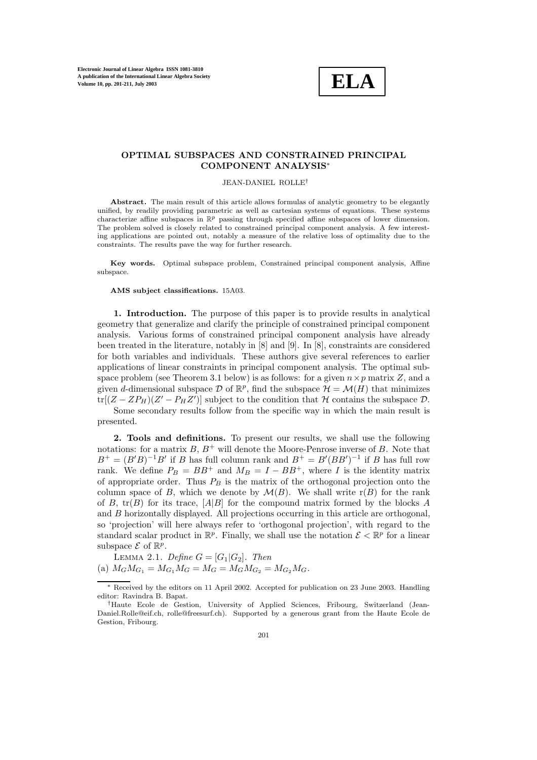# OPTIMAL SUBSPACES AND CONSTRAINED PRINCIPAL COMPONENT ANALYSIS*

JEAN-DANIEL ROLLE†

**Abstract.** The main result of this article allows formulas of analytic geometry to be elegantly unified, by readily providing parametric as well as cartesian systems of equations. These systems characterize affine subspaces in $\mathbb{R}^p$ passing through specified affine subspaces of lower dimension. The problem solved is closely related to constrained principal component analysis. A few interesting applications are pointed out, notably a measure of the relative loss of optimality due to the constraints. The results pave the way for further research.

**Key words.** Optimal subspace problem, Constrained principal component analysis, Affine subspace.

**AMS subject classifications.** 15A03.

**1. Introduction.** The purpose of this paper is to provide results in analytical geometry that generalize and clarify the principle of constrained principal component analysis. Various forms of constrained principal component analysis have already been treated in the literature, notably in [8] and [9]. In [8], constraints are considered for both variables and individuals. These authors give several references to earlier applications of linear constraints in principal component analysis. The optimal subspace problem (see Theorem 3.1 below) is as follows: for a given $n \times p$ matrix $Z$, and a given $d$-dimensional subspace $\mathcal{D}$ of $\mathbb{R}^p$, find the subspace $\mathcal{H} = \mathcal{M}(H)$ that minimizes $\text{tr}[(Z - ZP_H)(Z' - P_H Z')]$ subject to the condition that $\mathcal{H}$ contains the subspace $\mathcal{D}$.

Some secondary results follow from the specific way in which the main result is presented.

**2. Tools and definitions.** To present our results, we shall use the following notations: for a matrix $B$, $B^+$ will denote the Moore-Penrose inverse of $B$. Note that $B^+ = (B'B)^{-1}B'$ if $B$ has full column rank and $B^+ = B'(BB')^{-1}$ if $B$ has full row rank. We define $P_B = BB^+$ and $M_B = I - BB^+$, where $I$ is the identity matrix of appropriate order. Thus $P_B$ is the matrix of the orthogonal projection onto the column space of $B$, which we denote by $\mathcal{M}(B)$. We shall write $\text{r}(B)$ for the rank of $B$, $\text{tr}(B)$ for its trace, $[A|B]$ for the compound matrix formed by the blocks $A$ and $B$ horizontally displayed. All projections occurring in this article are orthogonal, so 'projection' will here always refer to 'orthogonal projection', with regard to the standard scalar product in $\mathbb{R}^p$. Finally, we shall use the notation $\mathcal{E} < \mathbb{R}^p$ for a linear subspace $\mathcal{E}$ of $\mathbb{R}^p$.

LEMMA 2.1. *Define* $G = [G_1|G_2]$. *Then*
(a) $M_G M_{G_1} = M_{G_1} M_G = M_G = M_G M_{G_2} = M_{G_2} M_G$.

---

* Received by the editors on 11 April 2002. Accepted for publication on 23 June 2003. Handling editor: Ravindra B. Bapat.

† Haute Ecole de Gestion, University of Applied Sciences, Fribourg, Switzerland (Jean-Daniel.Rolle@eif.ch, rolle@freesurf.ch). Supported by a generous grant from the Haute Ecole de Gestion, Fribourg.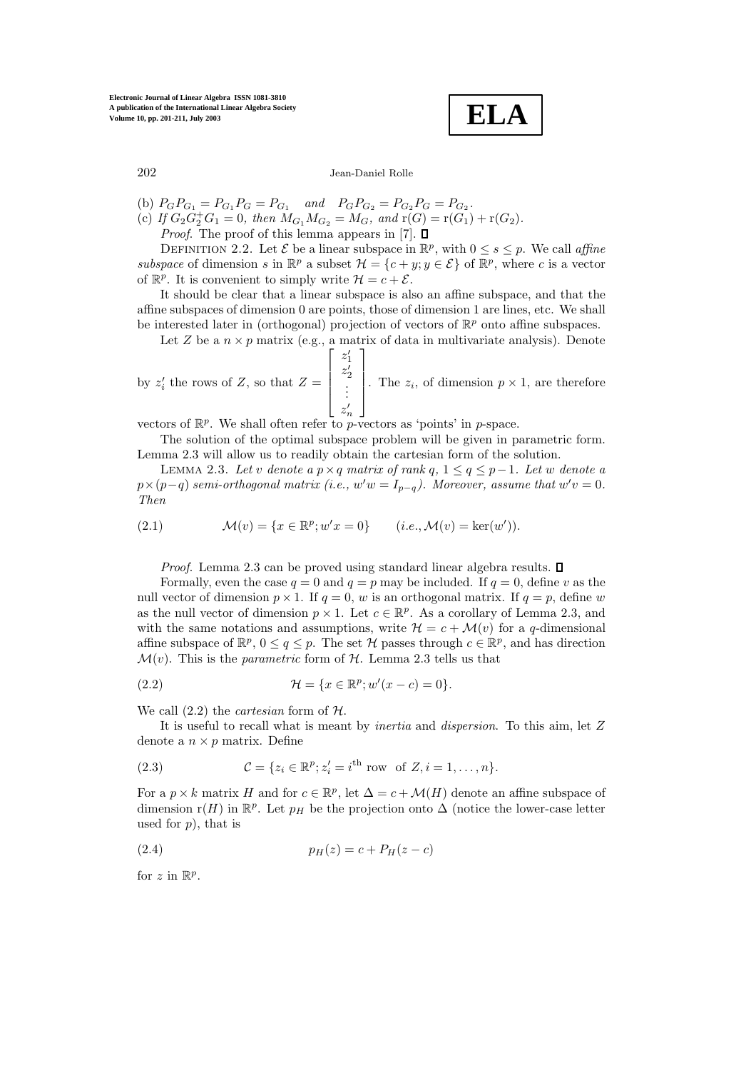(b) $P_G P_{G_1} = P_{G_1} P_G = P_{G_1}$ *and* $P_G P_{G_2} = P_{G_2} P_G = P_{G_2}$.

(c) *If* $G_2 G_2^+ G_1 = 0$*, then* $M_{G_1} M_{G_2} = M_G$*, and* $\mathrm{r}(G) = \mathrm{r}(G_1) + \mathrm{r}(G_2)$.

*Proof*. The proof of this lemma appears in [7]. ∎

DEFINITION 2.2. Let $\mathcal{E}$ be a linear subspace in $\mathbb{R}^p$, with $0 \leq s \leq p$. We call *affine subspace* of dimension $s$ in $\mathbb{R}^p$ a subset $\mathcal{H} = \{c + y; y \in \mathcal{E}\}$ of $\mathbb{R}^p$, where $c$ is a vector of $\mathbb{R}^p$. It is convenient to simply write $\mathcal{H} = c + \mathcal{E}$.

It should be clear that a linear subspace is also an affine subspace, and that the affine subspaces of dimension 0 are points, those of dimension 1 are lines, etc. We shall be interested later in (orthogonal) projection of vectors of $\mathbb{R}^p$ onto affine subspaces.

Let $Z$ be a $n \times p$ matrix (e.g., a matrix of data in multivariate analysis). Denote by $z_i'$ the rows of $Z$, so that $Z = \begin{bmatrix} z_1' \\ z_2' \\ \vdots \\ z_n' \end{bmatrix}$. The $z_i$, of dimension $p \times 1$, are therefore vectors of $\mathbb{R}^p$. We shall often refer to $p$-vectors as 'points' in $p$-space.

The solution of the optimal subspace problem will be given in parametric form. Lemma 2.3 will allow us to readily obtain the cartesian form of the solution.

LEMMA 2.3. *Let $v$ denote a $p \times q$ matrix of rank $q$, $1 \leq q \leq p-1$. Let $w$ denote a $p \times (p-q)$ semi-orthogonal matrix (i.e., $w'w = I_{p-q}$). Moreover, assume that $w'v = 0$. Then*

$$\mathcal{M}(v) = \{x \in \mathbb{R}^p; w'x = 0\} \qquad (i.e., \mathcal{M}(v) = \ker(w')). \tag{2.1}$$

*Proof*. Lemma 2.3 can be proved using standard linear algebra results. ∎

Formally, even the case $q = 0$ and $q = p$ may be included. If $q = 0$, define $v$ as the null vector of dimension $p \times 1$. If $q = 0$, $w$ is an orthogonal matrix. If $q = p$, define $w$ as the null vector of dimension $p \times 1$. Let $c \in \mathbb{R}^p$. As a corollary of Lemma 2.3, and with the same notations and assumptions, write $\mathcal{H} = c + \mathcal{M}(v)$ for a $q$-dimensional affine subspace of $\mathbb{R}^p$, $0 \leq q \leq p$. The set $\mathcal{H}$ passes through $c \in \mathbb{R}^p$, and has direction $\mathcal{M}(v)$. This is the *parametric* form of $\mathcal{H}$. Lemma 2.3 tells us that

$$\mathcal{H} = \{x \in \mathbb{R}^p; w'(x - c) = 0\}. \tag{2.2}$$

We call (2.2) the *cartesian* form of $\mathcal{H}$.

It is useful to recall what is meant by *inertia* and *dispersion*. To this aim, let $Z$ denote a $n \times p$ matrix. Define

$$\mathcal{C} = \{z_i \in \mathbb{R}^p; z_i' = i^{\text{th}} \text{ row of } Z, i = 1, \ldots, n\}. \tag{2.3}$$

For a $p \times k$ matrix $H$ and for $c \in \mathbb{R}^p$, let $\Delta = c + \mathcal{M}(H)$ denote an affine subspace of dimension $\mathrm{r}(H)$ in $\mathbb{R}^p$. Let $p_H$ be the projection onto $\Delta$ (notice the lower-case letter used for $p$), that is

$$p_H(z) = c + P_H(z - c) \tag{2.4}$$

for $z$ in $\mathbb{R}^p$.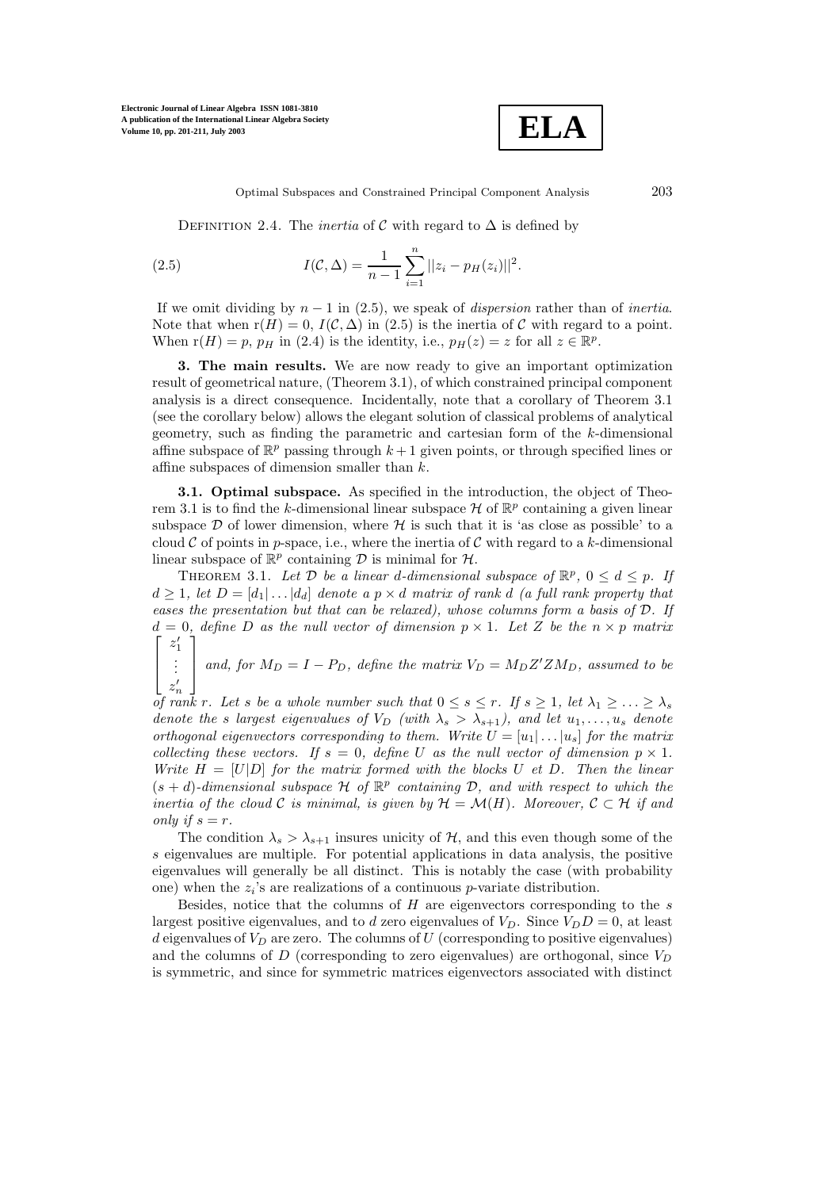DEFINITION 2.4. The *inertia* of $\mathcal{C}$ with regard to $\Delta$ is defined by

$$I(\mathcal{C}, \Delta) = \frac{1}{n-1} \sum_{i=1}^{n} ||z_i - p_H(z_i)||^2. \tag{2.5}$$

If we omit dividing by $n-1$ in (2.5), we speak of *dispersion* rather than of *inertia*. Note that when $\mathrm{r}(H) = 0$, $I(\mathcal{C}, \Delta)$ in (2.5) is the inertia of $\mathcal{C}$ with regard to a point. When $\mathrm{r}(H) = p$, $p_H$ in (2.4) is the identity, i.e., $p_H(z) = z$ for all $z \in \mathbb{R}^p$.

**3. The main results.** We are now ready to give an important optimization result of geometrical nature, (Theorem 3.1), of which constrained principal component analysis is a direct consequence. Incidentally, note that a corollary of Theorem 3.1 (see the corollary below) allows the elegant solution of classical problems of analytical geometry, such as finding the parametric and cartesian form of the $k$-dimensional affine subspace of $\mathbb{R}^p$ passing through $k+1$ given points, or through specified lines or affine subspaces of dimension smaller than $k$.

**3.1. Optimal subspace.** As specified in the introduction, the object of Theorem 3.1 is to find the $k$-dimensional linear subspace $\mathcal{H}$ of $\mathbb{R}^p$ containing a given linear subspace $\mathcal{D}$ of lower dimension, where $\mathcal{H}$ is such that it is 'as close as possible' to a cloud $\mathcal{C}$ of points in $p$-space, i.e., where the inertia of $\mathcal{C}$ with regard to a $k$-dimensional linear subspace of $\mathbb{R}^p$ containing $\mathcal{D}$ is minimal for $\mathcal{H}$.

THEOREM 3.1. *Let $\mathcal{D}$ be a linear $d$-dimensional subspace of $\mathbb{R}^p$, $0 \le d \le p$. If $d \ge 1$, let $D = [d_1| \ldots |d_d]$ denote a $p \times d$ matrix of rank $d$ (a full rank property that eases the presentation but that can be relaxed), whose columns form a basis of $\mathcal{D}$. If $d = 0$, define $D$ as the null vector of dimension $p \times 1$. Let $Z$ be the $n \times p$ matrix $\begin{bmatrix} z_1' \\ \vdots \\ z_n' \end{bmatrix}$ and, for $M_D = I - P_D$, define the matrix $V_D = M_D Z' Z M_D$, assumed to be of rank $r$. Let $s$ be a whole number such that $0 \le s \le r$. If $s \ge 1$, let $\lambda_1 \ge \ldots \ge \lambda_s$ denote the $s$ largest eigenvalues of $V_D$ (with $\lambda_s > \lambda_{s+1}$), and let $u_1, \ldots, u_s$ denote orthogonal eigenvectors corresponding to them. Write $U = [u_1| \ldots |u_s]$ for the matrix collecting these vectors. If $s = 0$, define $U$ as the null vector of dimension $p \times 1$. Write $H = [U|D]$ for the matrix formed with the blocks $U$ et $D$. Then the linear $(s+d)$-dimensional subspace $\mathcal{H}$ of $\mathbb{R}^p$ containing $\mathcal{D}$, and with respect to which the inertia of the cloud $\mathcal{C}$ is minimal, is given by $\mathcal{H} = \mathcal{M}(H)$. Moreover, $\mathcal{C} \subset \mathcal{H}$ if and only if $s = r$.*

The condition $\lambda_s > \lambda_{s+1}$ insures unicity of $\mathcal{H}$, and this even though some of the $s$ eigenvalues are multiple. For potential applications in data analysis, the positive eigenvalues will generally be all distinct. This is notably the case (with probability one) when the $z_i$'s are realizations of a continuous $p$-variate distribution.

Besides, notice that the columns of $H$ are eigenvectors corresponding to the $s$ largest positive eigenvalues, and to $d$ zero eigenvalues of $V_D$. Since $V_D D = 0$, at least $d$ eigenvalues of $V_D$ are zero. The columns of $U$ (corresponding to positive eigenvalues) and the columns of $D$ (corresponding to zero eigenvalues) are orthogonal, since $V_D$ is symmetric, and since for symmetric matrices eigenvectors associated with distinct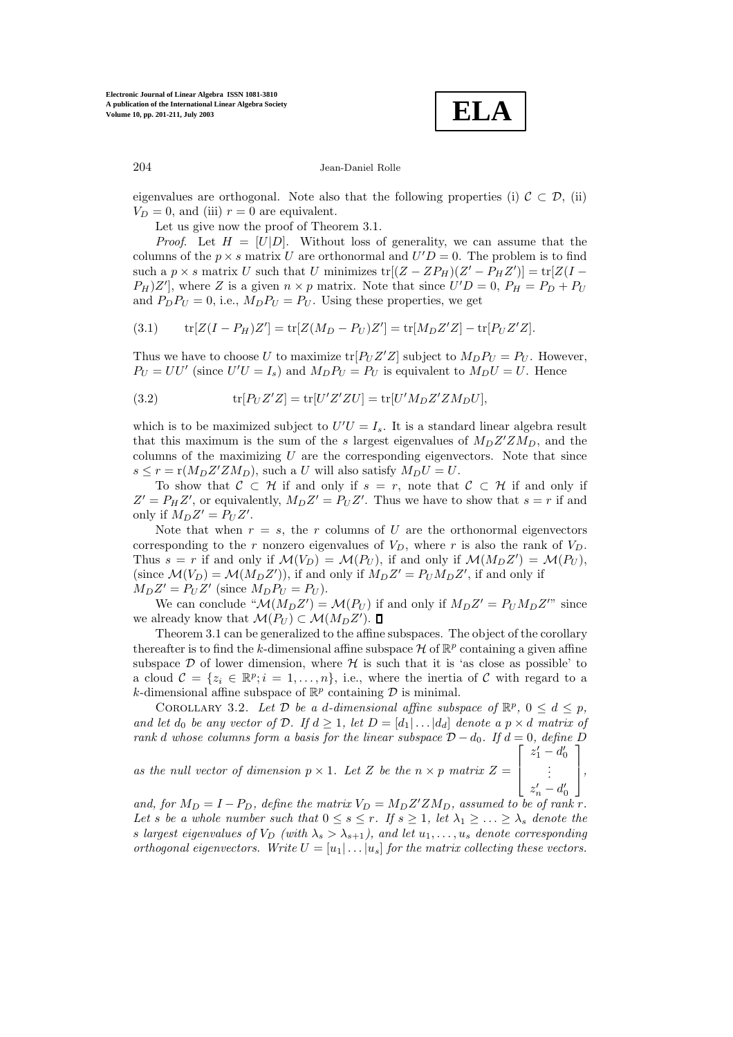eigenvalues are orthogonal. Note also that the following properties (i) $\mathcal{C} \subset \mathcal{D}$, (ii) $V_D = 0$, and (iii) $r = 0$ are equivalent.

Let us give now the proof of Theorem 3.1.

*Proof*. Let $H = [U|D]$. Without loss of generality, we can assume that the columns of the $p \times s$ matrix $U$ are orthonormal and $U'D = 0$. The problem is to find such a $p \times s$ matrix $U$ such that $U$ minimizes $\mathrm{tr}[(Z - ZP_H)(Z' - P_H Z')] = \mathrm{tr}[Z(I - P_H)Z']$, where $Z$ is a given $n \times p$ matrix. Note that since $U'D = 0$, $P_H = P_D + P_U$ and $P_D P_U = 0$, i.e., $M_D P_U = P_U$. Using these properties, we get

$$\mathrm{tr}[Z(I - P_H)Z'] = \mathrm{tr}[Z(M_D - P_U)Z'] = \mathrm{tr}[M_D Z'Z] - \mathrm{tr}[P_U Z'Z]. \tag{3.1}$$

Thus we have to choose $U$ to maximize $\mathrm{tr}[P_U Z'Z]$ subject to $M_D P_U = P_U$. However, $P_U = UU'$ (since $U'U = I_s$) and $M_D P_U = P_U$ is equivalent to $M_D U = U$. Hence

$$\mathrm{tr}[P_U Z'Z] = \mathrm{tr}[U'Z'ZU] = \mathrm{tr}[U'M_D Z'ZM_D U], \tag{3.2}$$

which is to be maximized subject to $U'U = I_s$. It is a standard linear algebra result that this maximum is the sum of the $s$ largest eigenvalues of $M_D Z'ZM_D$, and the columns of the maximizing $U$ are the corresponding eigenvectors. Note that since $s \leq r = \mathrm{r}(M_D Z'ZM_D)$, such a $U$ will also satisfy $M_D U = U$.

To show that $\mathcal{C} \subset \mathcal{H}$ if and only if $s = r$, note that $\mathcal{C} \subset \mathcal{H}$ if and only if $Z' = P_H Z'$, or equivalently, $M_D Z' = P_U Z'$. Thus we have to show that $s = r$ if and only if $M_D Z' = P_U Z'$.

Note that when $r = s$, the $r$ columns of $U$ are the orthonormal eigenvectors corresponding to the $r$ nonzero eigenvalues of $V_D$, where $r$ is also the rank of $V_D$. Thus $s = r$ if and only if $\mathcal{M}(V_D) = \mathcal{M}(P_U)$, if and only if $\mathcal{M}(M_D Z') = \mathcal{M}(P_U)$, (since $\mathcal{M}(V_D) = \mathcal{M}(M_D Z')$), if and only if $M_D Z' = P_U M_D Z'$, if and only if $M_D Z' = P_U Z'$ (since $M_D P_U = P_U$).

We can conclude "$\mathcal{M}(M_D Z') = \mathcal{M}(P_U)$ if and only if $M_D Z' = P_U M_D Z'$" since we already know that $\mathcal{M}(P_U) \subset \mathcal{M}(M_D Z')$. $\square$

Theorem 3.1 can be generalized to the affine subspaces. The object of the corollary thereafter is to find the $k$-dimensional affine subspace $\mathcal{H}$ of $\mathbb{R}^p$ containing a given affine subspace $\mathcal{D}$ of lower dimension, where $\mathcal{H}$ is such that it is 'as close as possible' to a cloud $\mathcal{C} = \{z_i \in \mathbb{R}^p; i = 1, \ldots, n\}$, i.e., where the inertia of $\mathcal{C}$ with regard to a $k$-dimensional affine subspace of $\mathbb{R}^p$ containing $\mathcal{D}$ is minimal.

Corollary 3.2. *Let $\mathcal{D}$ be a $d$-dimensional affine subspace of $\mathbb{R}^p$, $0 \leq d \leq p$, and let $d_0$ be any vector of $\mathcal{D}$. If $d \geq 1$, let $D = [d_1|\ldots|d_d]$ denote a $p \times d$ matrix of rank $d$ whose columns form a basis for the linear subspace $\mathcal{D} - d_0$. If $d = 0$, define $D$ as the null vector of dimension $p \times 1$. Let $Z$ be the $n \times p$ matrix $Z = \begin{bmatrix} z_1' - d_0' \\ \vdots \\ z_n' - d_0' \end{bmatrix}$, and, for $M_D = I - P_D$, define the matrix $V_D = M_D Z'ZM_D$, assumed to be of rank $r$. Let $s$ be a whole number such that $0 \leq s \leq r$. If $s \geq 1$, let $\lambda_1 \geq \ldots \geq \lambda_s$ denote the $s$ largest eigenvalues of $V_D$ (with $\lambda_s > \lambda_{s+1}$), and let $u_1, \ldots, u_s$ denote corresponding orthogonal eigenvectors. Write $U = [u_1|\ldots|u_s]$ for the matrix collecting these vectors.*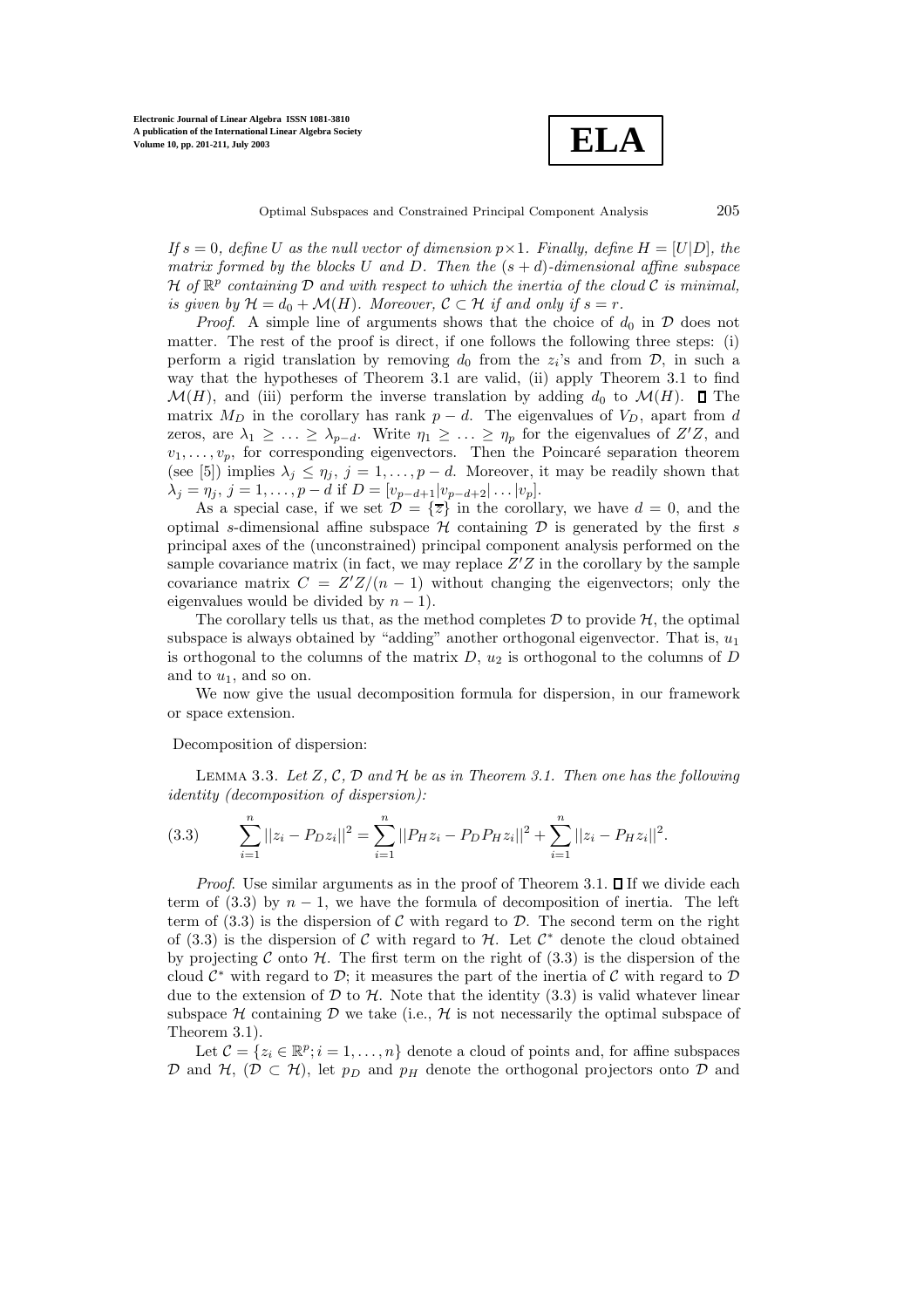*If $s = 0$, define $U$ as the null vector of dimension $p \times 1$. Finally, define $H = [U|D]$, the matrix formed by the blocks $U$ and $D$. Then the $(s+d)$-dimensional affine subspace $\mathcal{H}$ of $\mathbb{R}^p$ containing $\mathcal{D}$ and with respect to which the inertia of the cloud $\mathcal{C}$ is minimal, is given by $\mathcal{H} = d_0 + \mathcal{M}(H)$. Moreover, $\mathcal{C} \subset \mathcal{H}$ if and only if $s = r$.*

*Proof*. A simple line of arguments shows that the choice of $d_0$ in $\mathcal{D}$ does not matter. The rest of the proof is direct, if one follows the following three steps: (i) perform a rigid translation by removing $d_0$ from the $z_i$'s and from $\mathcal{D}$, in such a way that the hypotheses of Theorem 3.1 are valid, (ii) apply Theorem 3.1 to find $\mathcal{M}(H)$, and (iii) perform the inverse translation by adding $d_0$ to $\mathcal{M}(H)$. ☐ The matrix $M_D$ in the corollary has rank $p-d$. The eigenvalues of $V_D$, apart from $d$ zeros, are $\lambda_1 \geq \ldots \geq \lambda_{p-d}$. Write $\eta_1 \geq \ldots \geq \eta_p$ for the eigenvalues of $Z'Z$, and $v_1, \ldots, v_p$, for corresponding eigenvectors. Then the Poincaré separation theorem (see [5]) implies $\lambda_j \leq \eta_j$, $j = 1, \ldots, p-d$. Moreover, it may be readily shown that $\lambda_j = \eta_j$, $j = 1, \ldots, p-d$ if $D = [v_{p-d+1}|v_{p-d+2}|\ldots|v_p]$.

As a special case, if we set $\mathcal{D} = \{\overline{z}\}$ in the corollary, we have $d = 0$, and the optimal $s$-dimensional affine subspace $\mathcal{H}$ containing $\mathcal{D}$ is generated by the first $s$ principal axes of the (unconstrained) principal component analysis performed on the sample covariance matrix (in fact, we may replace $Z'Z$ in the corollary by the sample covariance matrix $C = Z'Z/(n-1)$ without changing the eigenvectors; only the eigenvalues would be divided by $n-1$).

The corollary tells us that, as the method completes $\mathcal{D}$ to provide $\mathcal{H}$, the optimal subspace is always obtained by "adding" another orthogonal eigenvector. That is, $u_1$ is orthogonal to the columns of the matrix $D$, $u_2$ is orthogonal to the columns of $D$ and to $u_1$, and so on.

We now give the usual decomposition formula for dispersion, in our framework or space extension.

Decomposition of dispersion:

Lemma 3.3. *Let $Z$, $\mathcal{C}$, $\mathcal{D}$ and $\mathcal{H}$ be as in Theorem 3.1. Then one has the following identity (decomposition of dispersion):*

$$\sum_{i=1}^{n} ||z_i - P_D z_i||^2 = \sum_{i=1}^{n} ||P_H z_i - P_D P_H z_i||^2 + \sum_{i=1}^{n} ||z_i - P_H z_i||^2. \tag{3.3}$$

*Proof*. Use similar arguments as in the proof of Theorem 3.1. ☐ If we divide each term of (3.3) by $n-1$, we have the formula of decomposition of inertia. The left term of (3.3) is the dispersion of $\mathcal{C}$ with regard to $\mathcal{D}$. The second term on the right of (3.3) is the dispersion of $\mathcal{C}$ with regard to $\mathcal{H}$. Let $\mathcal{C}^*$ denote the cloud obtained by projecting $\mathcal{C}$ onto $\mathcal{H}$. The first term on the right of (3.3) is the dispersion of the cloud $\mathcal{C}^*$ with regard to $\mathcal{D}$; it measures the part of the inertia of $\mathcal{C}$ with regard to $\mathcal{D}$ due to the extension of $\mathcal{D}$ to $\mathcal{H}$. Note that the identity (3.3) is valid whatever linear subspace $\mathcal{H}$ containing $\mathcal{D}$ we take (i.e., $\mathcal{H}$ is not necessarily the optimal subspace of Theorem 3.1).

Let $\mathcal{C} = \{z_i \in \mathbb{R}^p; i = 1, \ldots, n\}$ denote a cloud of points and, for affine subspaces $\mathcal{D}$ and $\mathcal{H}$, $(\mathcal{D} \subset \mathcal{H})$, let $p_D$ and $p_H$ denote the orthogonal projectors onto $\mathcal{D}$ and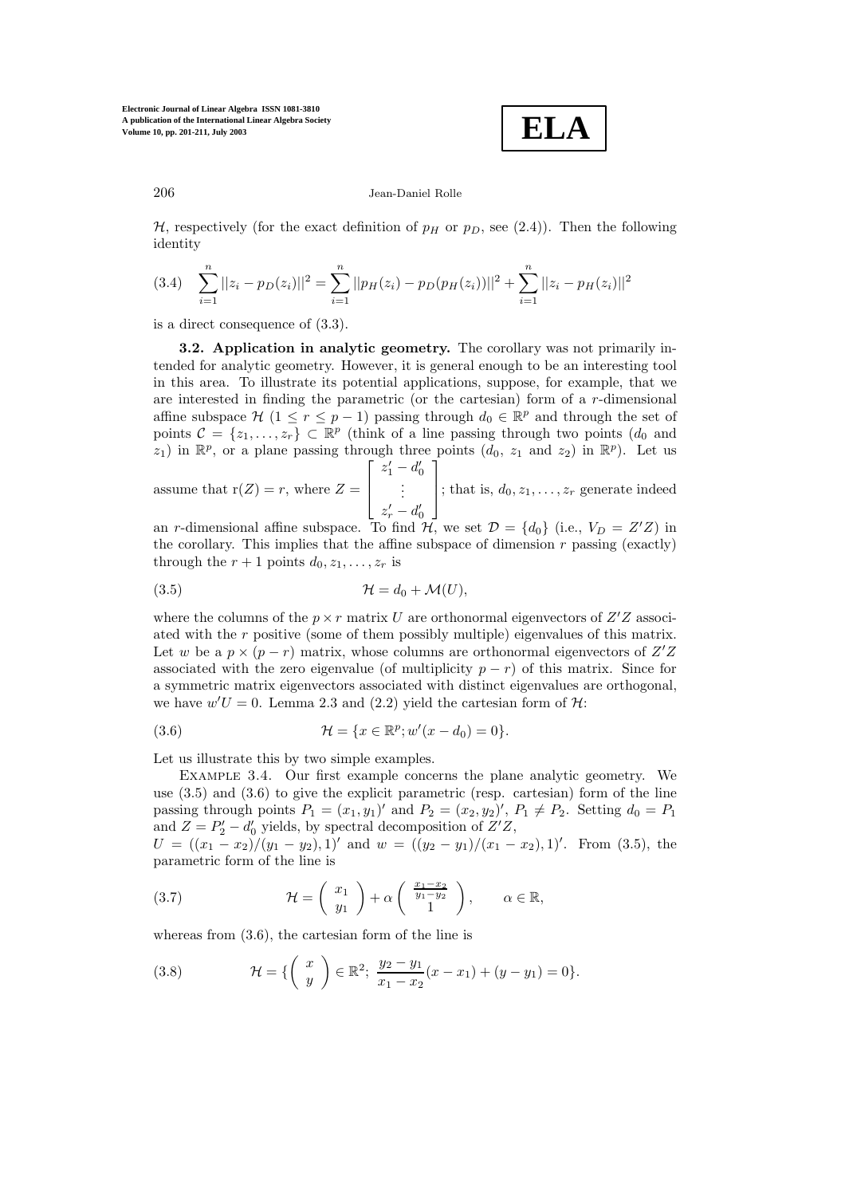$\mathcal{H}$, respectively (for the exact definition of $p_H$ or $p_D$, see (2.4)). Then the following identity

$$
(3.4) \quad \sum_{i=1}^{n} ||z_i - p_D(z_i)||^2 = \sum_{i=1}^{n} ||p_H(z_i) - p_D(p_H(z_i))||^2 + \sum_{i=1}^{n} ||z_i - p_H(z_i)||^2
$$

is a direct consequence of (3.3).

**3.2. Application in analytic geometry.** The corollary was not primarily intended for analytic geometry. However, it is general enough to be an interesting tool in this area. To illustrate its potential applications, suppose, for example, that we are interested in finding the parametric (or the cartesian) form of a $r$-dimensional affine subspace $\mathcal{H}$ $(1 \leq r \leq p-1)$ passing through $d_0 \in \mathbb{R}^p$ and through the set of points $\mathcal{C} = \{z_1, \ldots, z_r\} \subset \mathbb{R}^p$ (think of a line passing through two points ($d_0$ and $z_1$) in $\mathbb{R}^p$, or a plane passing through three points ($d_0$, $z_1$ and $z_2$) in $\mathbb{R}^p$). Let us assume that $\mathrm{r}(Z) = r$, where $Z = \begin{bmatrix} z_1' - d_0' \\ \vdots \\ z_r' - d_0' \end{bmatrix}$; that is, $d_0, z_1, \ldots, z_r$ generate indeed an $r$-dimensional affine subspace. To find $\mathcal{H}$, we set $\mathcal{D} = \{d_0\}$ (i.e., $V_D = Z'Z$) in the corollary. This implies that the affine subspace of dimension $r$ passing (exactly) through the $r+1$ points $d_0, z_1, \ldots, z_r$ is

$$
(3.5) \qquad \mathcal{H} = d_0 + \mathcal{M}(U),
$$

where the columns of the $p \times r$ matrix $U$ are orthonormal eigenvectors of $Z'Z$ associated with the $r$ positive (some of them possibly multiple) eigenvalues of this matrix. Let $w$ be a $p \times (p-r)$ matrix, whose columns are orthonormal eigenvectors of $Z'Z$ associated with the zero eigenvalue (of multiplicity $p-r$) of this matrix. Since for a symmetric matrix eigenvectors associated with distinct eigenvalues are orthogonal, we have $w'U = 0$. Lemma 2.3 and (2.2) yield the cartesian form of $\mathcal{H}$:

$$
(3.6) \qquad \mathcal{H} = \{x \in \mathbb{R}^p; w'(x - d_0) = 0\}.
$$

Let us illustrate this by two simple examples.

Example 3.4. Our first example concerns the plane analytic geometry. We use (3.5) and (3.6) to give the explicit parametric (resp. cartesian) form of the line passing through points $P_1 = (x_1, y_1)'$ and $P_2 = (x_2, y_2)'$, $P_1 \neq P_2$. Setting $d_0 = P_1$ and $Z = P_2' - d_0'$ yields, by spectral decomposition of $Z'Z$,
$U = ((x_1 - x_2)/(y_1 - y_2), 1)'$ and $w = ((y_2 - y_1)/(x_1 - x_2), 1)'$. From (3.5), the parametric form of the line is

$$
(3.7) \qquad \mathcal{H} = \begin{pmatrix} x_1 \\ y_1 \end{pmatrix} + \alpha \begin{pmatrix} \frac{x_1 - x_2}{y_1 - y_2} \\ 1 \end{pmatrix}, \qquad \alpha \in \mathbb{R},
$$

whereas from (3.6), the cartesian form of the line is

$$
(3.8) \qquad \mathcal{H} = \{ \begin{pmatrix} x \\ y \end{pmatrix} \in \mathbb{R}^2; \ \frac{y_2 - y_1}{x_1 - x_2}(x - x_1) + (y - y_1) = 0 \}.
$$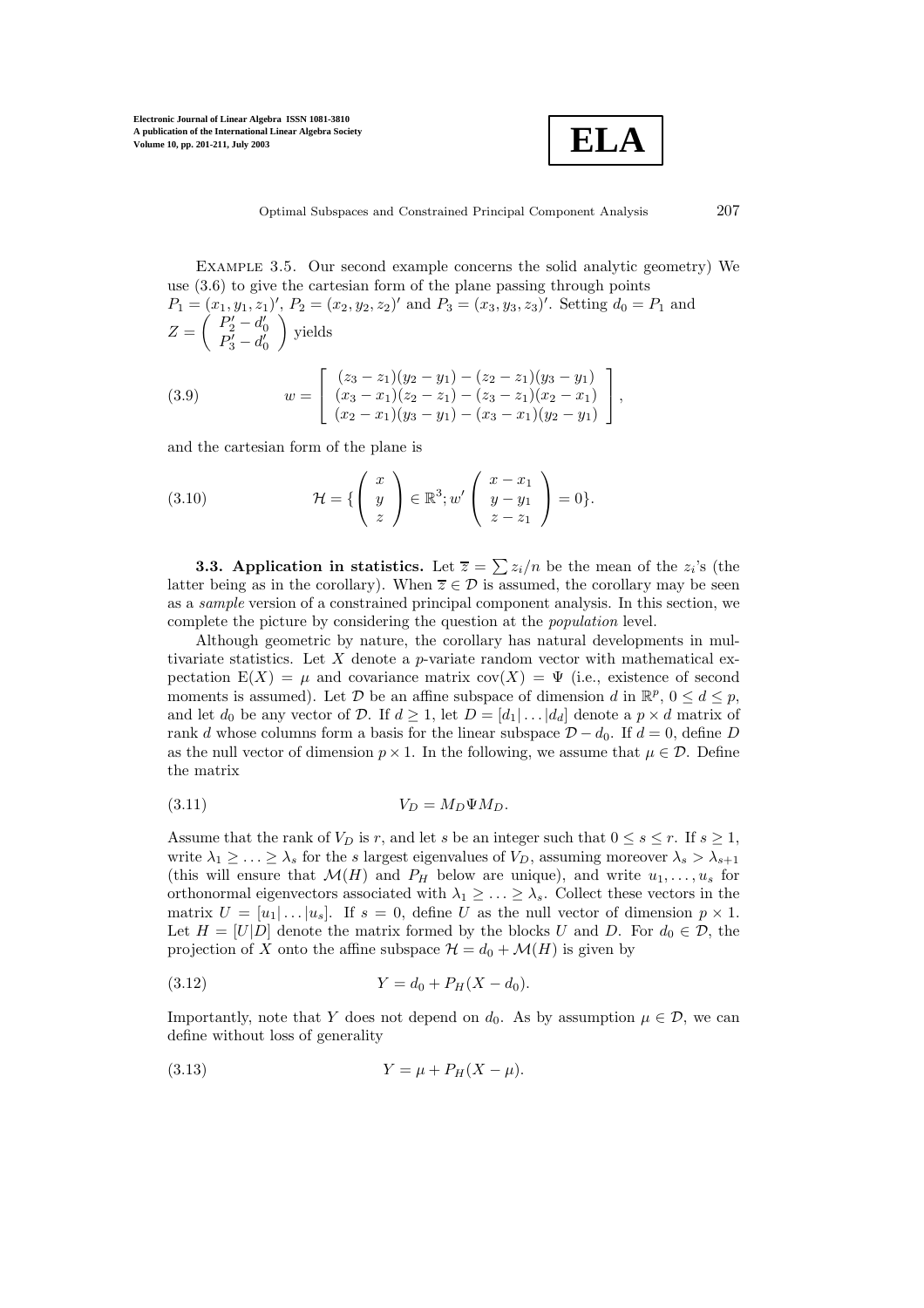Example 3.5. Our second example concerns the solid analytic geometry) We use (3.6) to give the cartesian form of the plane passing through points $P_1 = (x_1, y_1, z_1)'$, $P_2 = (x_2, y_2, z_2)'$ and $P_3 = (x_3, y_3, z_3)'$. Setting $d_0 = P_1$ and $Z = \begin{pmatrix} P_2' - d_0' \\ P_3' - d_0' \end{pmatrix}$ yields

$$w = \begin{bmatrix} (z_3 - z_1)(y_2 - y_1) - (z_2 - z_1)(y_3 - y_1) \\ (x_3 - x_1)(z_2 - z_1) - (z_3 - z_1)(x_2 - x_1) \\ (x_2 - x_1)(y_3 - y_1) - (x_3 - x_1)(y_2 - y_1) \end{bmatrix}, \tag{3.9}$$

and the cartesian form of the plane is

$$\mathcal{H} = \{ \begin{pmatrix} x \\ y \\ z \end{pmatrix} \in \mathbb{R}^3 ; w' \begin{pmatrix} x - x_1 \\ y - y_1 \\ z - z_1 \end{pmatrix} = 0 \}. \tag{3.10}$$

**3.3. Application in statistics.** Let $\overline{z} = \sum z_i / n$ be the mean of the $z_i$'s (the latter being as in the corollary). When $\overline{z} \in \mathcal{D}$ is assumed, the corollary may be seen as a *sample* version of a constrained principal component analysis. In this section, we complete the picture by considering the question at the *population* level.

Although geometric by nature, the corollary has natural developments in multivariate statistics. Let $X$ denote a $p$-variate random vector with mathematical expectation $\mathrm{E}(X) = \mu$ and covariance matrix $\mathrm{cov}(X) = \Psi$ (i.e., existence of second moments is assumed). Let $\mathcal{D}$ be an affine subspace of dimension $d$ in $\mathbb{R}^p$, $0 \leq d \leq p$, and let $d_0$ be any vector of $\mathcal{D}$. If $d \geq 1$, let $D = [d_1 | \ldots | d_d]$ denote a $p \times d$ matrix of rank $d$ whose columns form a basis for the linear subspace $\mathcal{D} - d_0$. If $d = 0$, define $D$ as the null vector of dimension $p \times 1$. In the following, we assume that $\mu \in \mathcal{D}$. Define the matrix

$$V_D = M_D \Psi M_D. \tag{3.11}$$

Assume that the rank of $V_D$ is $r$, and let $s$ be an integer such that $0 \leq s \leq r$. If $s \geq 1$, write $\lambda_1 \geq \ldots \geq \lambda_s$ for the $s$ largest eigenvalues of $V_D$, assuming moreover $\lambda_s > \lambda_{s+1}$ (this will ensure that $\mathcal{M}(H)$ and $P_H$ below are unique), and write $u_1, \ldots, u_s$ for orthonormal eigenvectors associated with $\lambda_1 \geq \ldots \geq \lambda_s$. Collect these vectors in the matrix $U = [u_1 | \ldots | u_s]$. If $s = 0$, define $U$ as the null vector of dimension $p \times 1$. Let $H = [U | D]$ denote the matrix formed by the blocks $U$ and $D$. For $d_0 \in \mathcal{D}$, the projection of $X$ onto the affine subspace $\mathcal{H} = d_0 + \mathcal{M}(H)$ is given by

$$Y = d_0 + P_H (X - d_0). \tag{3.12}$$

Importantly, note that $Y$ does not depend on $d_0$. As by assumption $\mu \in \mathcal{D}$, we can define without loss of generality

$$Y = \mu + P_H (X - \mu). \tag{3.13}$$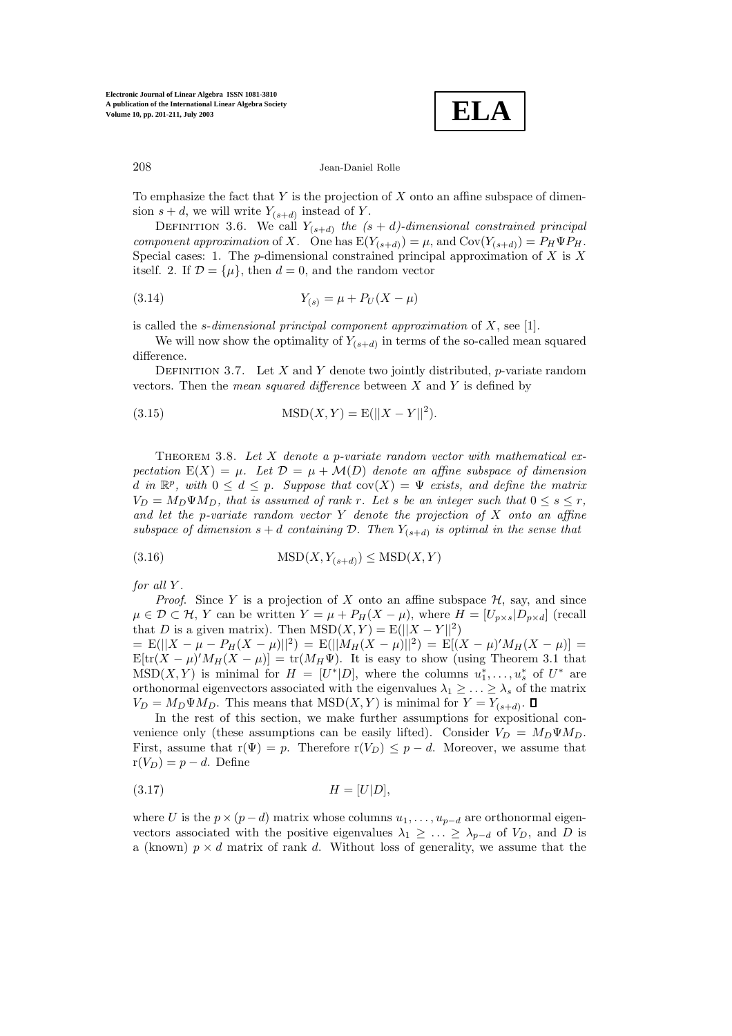To emphasize the fact that $Y$ is the projection of $X$ onto an affine subspace of dimension $s + d$, we will write $Y_{(s+d)}$ instead of $Y$.

Definition 3.6. We call $Y_{(s+d)}$ *the $(s + d)$-dimensional constrained principal component approximation* of $X$. One has $\mathrm{E}(Y_{(s+d)}) = \mu$, and $\mathrm{Cov}(Y_{(s+d)}) = P_H \Psi P_H$. Special cases: 1. The $p$-dimensional constrained principal approximation of $X$ is $X$ itself. 2. If $\mathcal{D} = \{\mu\}$, then $d = 0$, and the random vector

$$Y_{(s)} = \mu + P_U(X - \mu) \tag{3.14}$$

is called the *s-dimensional principal component approximation* of $X$, see [1].

We will now show the optimality of $Y_{(s+d)}$ in terms of the so-called mean squared difference.

Definition 3.7. Let $X$ and $Y$ denote two jointly distributed, $p$-variate random vectors. Then the *mean squared difference* between $X$ and $Y$ is defined by

$$\mathrm{MSD}(X, Y) = \mathrm{E}(||X - Y||^2). \tag{3.15}$$

Theorem 3.8. *Let $X$ denote a $p$-variate random vector with mathematical expectation $\mathrm{E}(X) = \mu$. Let $\mathcal{D} = \mu + \mathcal{M}(D)$ denote an affine subspace of dimension $d$ in $\mathbb{R}^p$, with $0 \leq d \leq p$. Suppose that $\mathrm{cov}(X) = \Psi$ exists, and define the matrix $V_D = M_D \Psi M_D$, that is assumed of rank $r$. Let $s$ be an integer such that $0 \leq s \leq r$, and let the $p$-variate random vector $Y$ denote the projection of $X$ onto an affine subspace of dimension $s + d$ containing $\mathcal{D}$. Then $Y_{(s+d)}$ is optimal in the sense that*

$$\mathrm{MSD}(X, Y_{(s+d)}) \leq \mathrm{MSD}(X, Y) \tag{3.16}$$

*for all $Y$.*

*Proof.* Since $Y$ is a projection of $X$ onto an affine subspace $\mathcal{H}$, say, and since $\mu \in \mathcal{D} \subset \mathcal{H}$, $Y$ can be written $Y = \mu + P_H(X - \mu)$, where $H = [U_{p\times s}|D_{p\times d}]$ (recall that $D$ is a given matrix). Then $\mathrm{MSD}(X, Y) = \mathrm{E}(||X - Y||^2)$ $= \mathrm{E}(||X - \mu - P_H(X - \mu)||^2) = \mathrm{E}(||M_H(X - \mu)||^2) = \mathrm{E}[(X - \mu)' M_H (X - \mu)] =$ $\mathrm{E}[\mathrm{tr}(X - \mu)' M_H (X - \mu)] = \mathrm{tr}(M_H \Psi)$. It is easy to show (using Theorem 3.1 that $\mathrm{MSD}(X, Y)$ is minimal for $H = [U^*|D]$, where the columns $u_1^*, \ldots, u_s^*$ of $U^*$ are orthonormal eigenvectors associated with the eigenvalues $\lambda_1 \geq \ldots \geq \lambda_s$ of the matrix $V_D = M_D \Psi M_D$. This means that $\mathrm{MSD}(X, Y)$ is minimal for $Y = Y_{(s+d)}$. ∎

In the rest of this section, we make further assumptions for expositional convenience only (these assumptions can be easily lifted). Consider $V_D = M_D \Psi M_D$. First, assume that $\mathrm{r}(\Psi) = p$. Therefore $\mathrm{r}(V_D) \leq p - d$. Moreover, we assume that $\mathrm{r}(V_D) = p - d$. Define

$$H = [U|D], \tag{3.17}$$

where $U$ is the $p \times (p - d)$ matrix whose columns $u_1, \ldots, u_{p-d}$ are orthonormal eigenvectors associated with the positive eigenvalues $\lambda_1 \geq \ldots \geq \lambda_{p-d}$ of $V_D$, and $D$ is a (known) $p \times d$ matrix of rank $d$. Without loss of generality, we assume that the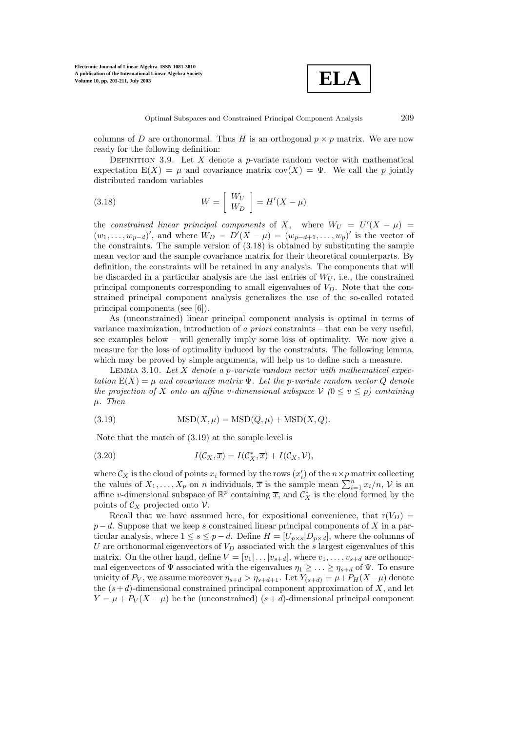columns of $D$ are orthonormal. Thus $H$ is an orthogonal $p \times p$ matrix. We are now ready for the following definition:

DEFINITION 3.9. Let $X$ denote a $p$-variate random vector with mathematical expectation $\mathrm{E}(X) = \mu$ and covariance matrix $\mathrm{cov}(X) = \Psi$. We call the $p$ jointly distributed random variables

$$W = \begin{bmatrix} W_U \\ W_D \end{bmatrix} = H'(X - \mu) \tag{3.18}$$

the *constrained linear principal components* of $X$, where $W_U = U'(X - \mu) = (w_1, \ldots, w_{p-d})'$, and where $W_D = D'(X - \mu) = (w_{p-d+1}, \ldots, w_p)'$ is the vector of the constraints. The sample version of (3.18) is obtained by substituting the sample mean vector and the sample covariance matrix for their theoretical counterparts. By definition, the constraints will be retained in any analysis. The components that will be discarded in a particular analysis are the last entries of $W_U$, i.e., the constrained principal components corresponding to small eigenvalues of $V_D$. Note that the constrained principal component analysis generalizes the use of the so-called rotated principal components (see [6]).

As (unconstrained) linear principal component analysis is optimal in terms of variance maximization, introduction of *a priori* constraints – that can be very useful, see examples below – will generally imply some loss of optimality. We now give a measure for the loss of optimality induced by the constraints. The following lemma, which may be proved by simple arguments, will help us to define such a measure.

LEMMA 3.10. *Let $X$ denote a $p$-variate random vector with mathematical expectation $\mathrm{E}(X) = \mu$ and covariance matrix $\Psi$. Let the $p$-variate random vector $Q$ denote the projection of $X$ onto an affine $v$-dimensional subspace $\mathcal{V}$ ($0 \leq v \leq p$) containing $\mu$. Then*

$$\mathrm{MSD}(X, \mu) = \mathrm{MSD}(Q, \mu) + \mathrm{MSD}(X, Q). \tag{3.19}$$

Note that the match of (3.19) at the sample level is

$$I(\mathcal{C}_X, \overline{x}) = I(\mathcal{C}_X^*, \overline{x}) + I(\mathcal{C}_X, \mathcal{V}), \tag{3.20}$$

where $\mathcal{C}_X$ is the cloud of points $x_i$ formed by the rows $(x_i')$ of the $n \times p$ matrix collecting the values of $X_1, \ldots, X_p$ on $n$ individuals, $\overline{x}$ is the sample mean $\sum_{i=1}^n x_i/n$, $\mathcal{V}$ is an affine $v$-dimensional subspace of $\mathbb{R}^p$ containing $\overline{x}$, and $\mathcal{C}_X^*$ is the cloud formed by the points of $\mathcal{C}_X$ projected onto $\mathcal{V}$.

Recall that we have assumed here, for expositional convenience, that $\mathrm{r}(V_D) = p - d$. Suppose that we keep $s$ constrained linear principal components of $X$ in a particular analysis, where $1 \leq s \leq p - d$. Define $H = [U_{p \times s} | D_{p \times d}]$, where the columns of $U$ are orthonormal eigenvectors of $V_D$ associated with the $s$ largest eigenvalues of this matrix. On the other hand, define $V = [v_1 | \ldots | v_{s+d}]$, where $v_1, \ldots, v_{s+d}$ are orthonormal eigenvectors of $\Psi$ associated with the eigenvalues $\eta_1 \geq \ldots \geq \eta_{s+d}$ of $\Psi$. To ensure unicity of $P_V$, we assume moreover $\eta_{s+d} > \eta_{s+d+1}$. Let $Y_{(s+d)} = \mu + P_H(X - \mu)$ denote the $(s+d)$-dimensional constrained principal component approximation of $X$, and let $Y = \mu + P_V(X - \mu)$ be the (unconstrained) $(s + d)$-dimensional principal component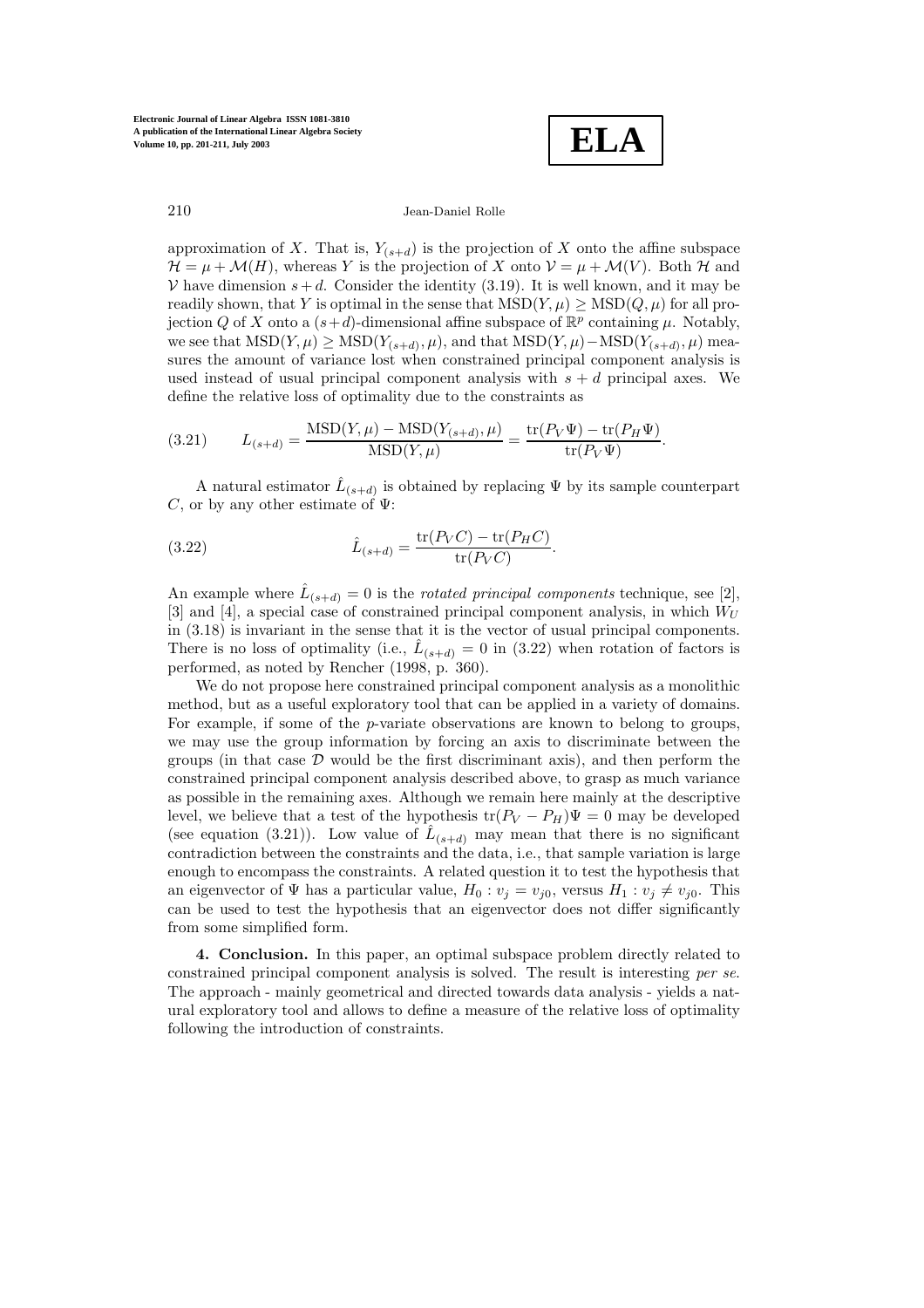approximation of $X$. That is, $Y_{(s+d)}$ is the projection of $X$ onto the affine subspace $\mathcal{H} = \mu + \mathcal{M}(H)$, whereas $Y$ is the projection of $X$ onto $\mathcal{V} = \mu + \mathcal{M}(V)$. Both $\mathcal{H}$ and $\mathcal{V}$ have dimension $s+d$. Consider the identity (3.19). It is well known, and it may be readily shown, that $Y$ is optimal in the sense that $\mathrm{MSD}(Y,\mu) \geq \mathrm{MSD}(Q,\mu)$ for all projection $Q$ of $X$ onto a $(s+d)$-dimensional affine subspace of $\mathbb{R}^p$ containing $\mu$. Notably, we see that $\mathrm{MSD}(Y,\mu) \geq \mathrm{MSD}(Y_{(s+d)},\mu)$, and that $\mathrm{MSD}(Y,\mu) - \mathrm{MSD}(Y_{(s+d)},\mu)$ measures the amount of variance lost when constrained principal component analysis is used instead of usual principal component analysis with $s+d$ principal axes. We define the relative loss of optimality due to the constraints as

$$L_{(s+d)} = \frac{\mathrm{MSD}(Y,\mu) - \mathrm{MSD}(Y_{(s+d)},\mu)}{\mathrm{MSD}(Y,\mu)} = \frac{\mathrm{tr}(P_V\Psi) - \mathrm{tr}(P_H\Psi)}{\mathrm{tr}(P_V\Psi)}. \tag{3.21}$$

A natural estimator $\hat{L}_{(s+d)}$ is obtained by replacing $\Psi$ by its sample counterpart $C$, or by any other estimate of $\Psi$:

$$\hat{L}_{(s+d)} = \frac{\mathrm{tr}(P_V C) - \mathrm{tr}(P_H C)}{\mathrm{tr}(P_V C)}. \tag{3.22}$$

An example where $\hat{L}_{(s+d)} = 0$ is the *rotated principal components* technique, see [2], [3] and [4], a special case of constrained principal component analysis, in which $W_U$ in (3.18) is invariant in the sense that it is the vector of usual principal components. There is no loss of optimality (i.e., $\hat{L}_{(s+d)} = 0$ in (3.22) when rotation of factors is performed, as noted by Rencher (1998, p. 360).

We do not propose here constrained principal component analysis as a monolithic method, but as a useful exploratory tool that can be applied in a variety of domains. For example, if some of the $p$-variate observations are known to belong to groups, we may use the group information by forcing an axis to discriminate between the groups (in that case $\mathcal{D}$ would be the first discriminant axis), and then perform the constrained principal component analysis described above, to grasp as much variance as possible in the remaining axes. Although we remain here mainly at the descriptive level, we believe that a test of the hypothesis $\mathrm{tr}(P_V - P_H)\Psi = 0$ may be developed (see equation (3.21)). Low value of $\hat{L}_{(s+d)}$ may mean that there is no significant contradiction between the constraints and the data, i.e., that sample variation is large enough to encompass the constraints. A related question it to test the hypothesis that an eigenvector of $\Psi$ has a particular value, $H_0 : v_j = v_{j0}$, versus $H_1 : v_j \neq v_{j0}$. This can be used to test the hypothesis that an eigenvector does not differ significantly from some simplified form.

**4. Conclusion.** In this paper, an optimal subspace problem directly related to constrained principal component analysis is solved. The result is interesting *per se*. The approach - mainly geometrical and directed towards data analysis - yields a natural exploratory tool and allows to define a measure of the relative loss of optimality following the introduction of constraints.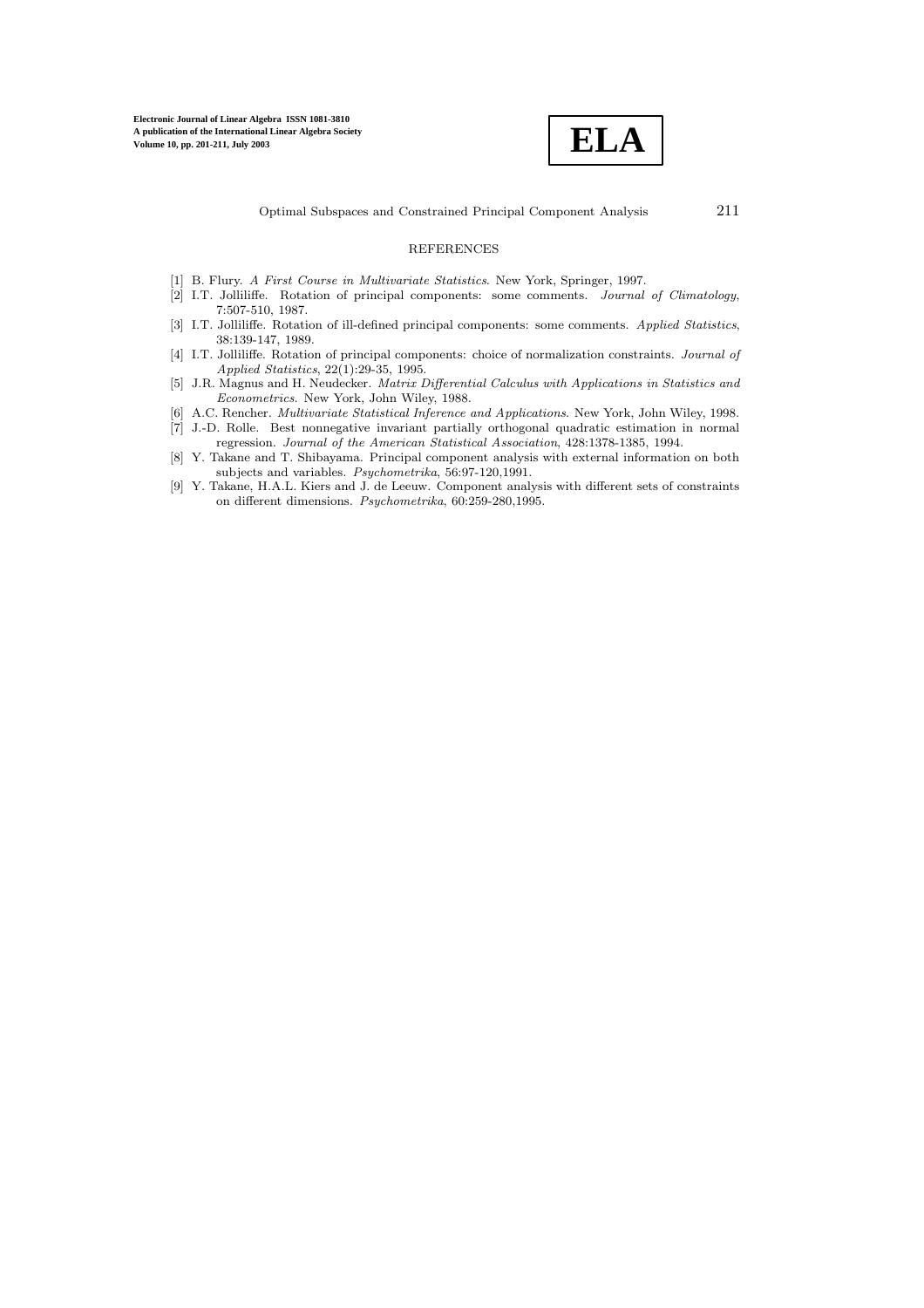## REFERENCES

[1] B. Flury. *A First Course in Multivariate Statistics*. New York, Springer, 1997.

[2] I.T. Jolliliffe. Rotation of principal components: some comments. *Journal of Climatology*, 7:507-510, 1987.

[3] I.T. Jolliliffe. Rotation of ill-defined principal components: some comments. *Applied Statistics*, 38:139-147, 1989.

[4] I.T. Jolliliffe. Rotation of principal components: choice of normalization constraints. *Journal of Applied Statistics*, 22(1):29-35, 1995.

[5] J.R. Magnus and H. Neudecker. *Matrix Differential Calculus with Applications in Statistics and Econometrics*. New York, John Wiley, 1988.

[6] A.C. Rencher. *Multivariate Statistical Inference and Applications*. New York, John Wiley, 1998.

[7] J.-D. Rolle. Best nonnegative invariant partially orthogonal quadratic estimation in normal regression. *Journal of the American Statistical Association*, 428:1378-1385, 1994.

[8] Y. Takane and T. Shibayama. Principal component analysis with external information on both subjects and variables. *Psychometrika*, 56:97-120,1991.

[9] Y. Takane, H.A.L. Kiers and J. de Leeuw. Component analysis with different sets of constraints on different dimensions. *Psychometrika*, 60:259-280,1995.